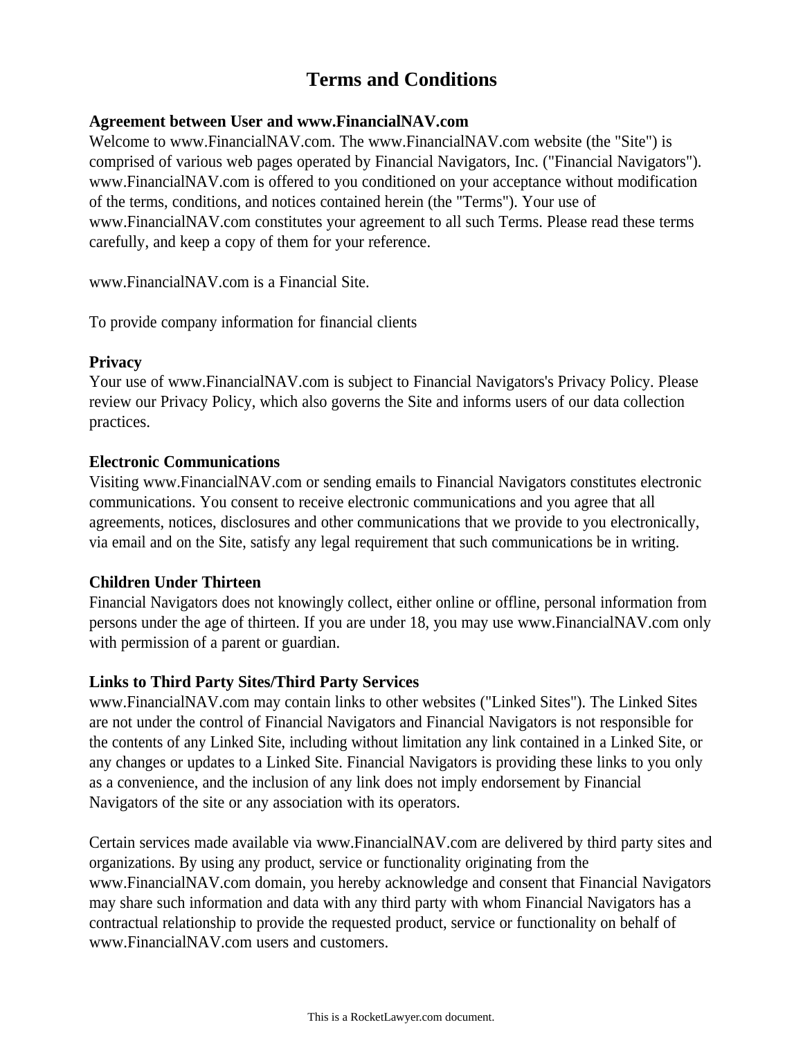# Terms and Conditions

**Agreement between User and www.FinancialNAV.com**

Welcome to www.FinancialNAV.com. The www.FinancialNAV.com website (the "Site") is comprised of various web pages operated by Financial Navigators, Inc. ("Financial Navigators"). www.FinancialNAV.com is offered to you conditioned on your acceptance without modification of the terms, conditions, and notices contained herein (the "Terms"). Your use of www.FinancialNAV.com constitutes your agreement to all such Terms. Please read these terms carefully, and keep a copy of them for your reference.

www.FinancialNAV.com is a Financial Site.

To provide company information for financial clients

**Privacy**

Your use of www.FinancialNAV.com is subject to Financial Navigators's Privacy Policy. Please review our Privacy Policy, which also governs the Site and informs users of our data collection practices.

**Electronic Communications**

Visiting www.FinancialNAV.com or sending emails to Financial Navigators constitutes electronic communications. You consent to receive electronic communications and you agree that all agreements, notices, disclosures and other communications that we provide to you electronically, via email and on the Site, satisfy any legal requirement that such communications be in writing.

**Children Under Thirteen**

Financial Navigators does not knowingly collect, either online or offline, personal information from persons under the age of thirteen. If you are under 18, you may use www.FinancialNAV.com only with permission of a parent or guardian.

**Links to Third Party Sites/Third Party Services**

www.FinancialNAV.com may contain links to other websites ("Linked Sites"). The Linked Sites are not under the control of Financial Navigators and Financial Navigators is not responsible for the contents of any Linked Site, including without limitation any link contained in a Linked Site, or any changes or updates to a Linked Site. Financial Navigators is providing these links to you only as a convenience, and the inclusion of any link does not imply endorsement by Financial Navigators of the site or any association with its operators.

Certain services made available via www.FinancialNAV.com are delivered by third party sites and organizations. By using any product, service or functionality originating from the www.FinancialNAV.com domain, you hereby acknowledge and consent that Financial Navigators may share such information and data with any third party with whom Financial Navigators has a contractual relationship to provide the requested product, service or functionality on behalf of www.FinancialNAV.com users and customers.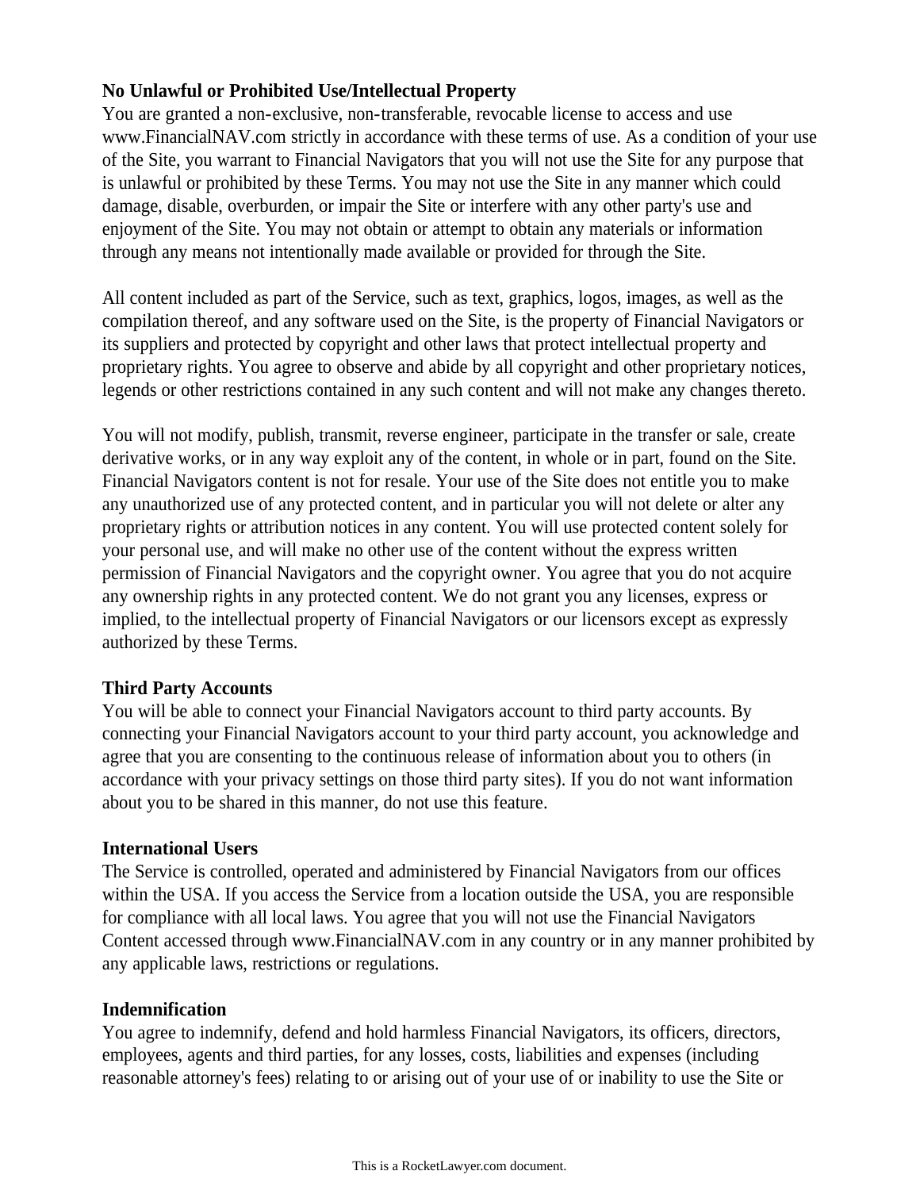**No Unlawful or Prohibited Use/Intellectual Property**
You are granted a non-exclusive, non-transferable, revocable license to access and use www.FinancialNAV.com strictly in accordance with these terms of use. As a condition of your use of the Site, you warrant to Financial Navigators that you will not use the Site for any purpose that is unlawful or prohibited by these Terms. You may not use the Site in any manner which could damage, disable, overburden, or impair the Site or interfere with any other party's use and enjoyment of the Site. You may not obtain or attempt to obtain any materials or information through any means not intentionally made available or provided for through the Site.

All content included as part of the Service, such as text, graphics, logos, images, as well as the compilation thereof, and any software used on the Site, is the property of Financial Navigators or its suppliers and protected by copyright and other laws that protect intellectual property and proprietary rights. You agree to observe and abide by all copyright and other proprietary notices, legends or other restrictions contained in any such content and will not make any changes thereto.

You will not modify, publish, transmit, reverse engineer, participate in the transfer or sale, create derivative works, or in any way exploit any of the content, in whole or in part, found on the Site. Financial Navigators content is not for resale. Your use of the Site does not entitle you to make any unauthorized use of any protected content, and in particular you will not delete or alter any proprietary rights or attribution notices in any content. You will use protected content solely for your personal use, and will make no other use of the content without the express written permission of Financial Navigators and the copyright owner. You agree that you do not acquire any ownership rights in any protected content. We do not grant you any licenses, express or implied, to the intellectual property of Financial Navigators or our licensors except as expressly authorized by these Terms.

**Third Party Accounts**
You will be able to connect your Financial Navigators account to third party accounts. By connecting your Financial Navigators account to your third party account, you acknowledge and agree that you are consenting to the continuous release of information about you to others (in accordance with your privacy settings on those third party sites). If you do not want information about you to be shared in this manner, do not use this feature.

**International Users**
The Service is controlled, operated and administered by Financial Navigators from our offices within the USA. If you access the Service from a location outside the USA, you are responsible for compliance with all local laws. You agree that you will not use the Financial Navigators Content accessed through www.FinancialNAV.com in any country or in any manner prohibited by any applicable laws, restrictions or regulations.

**Indemnification**
You agree to indemnify, defend and hold harmless Financial Navigators, its officers, directors, employees, agents and third parties, for any losses, costs, liabilities and expenses (including reasonable attorney's fees) relating to or arising out of your use of or inability to use the Site or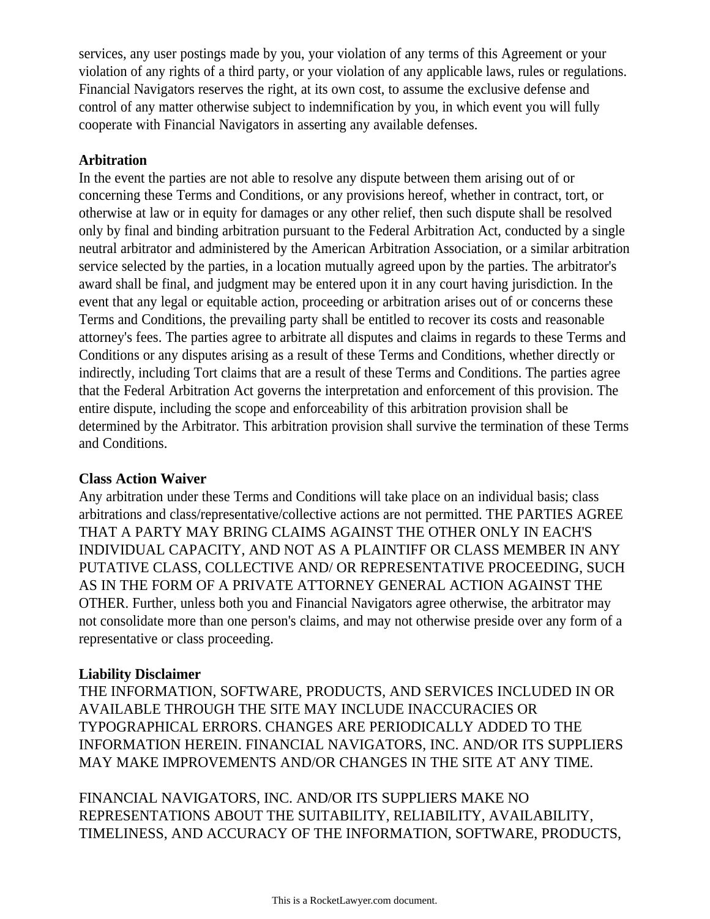services, any user postings made by you, your violation of any terms of this Agreement or your violation of any rights of a third party, or your violation of any applicable laws, rules or regulations. Financial Navigators reserves the right, at its own cost, to assume the exclusive defense and control of any matter otherwise subject to indemnification by you, in which event you will fully cooperate with Financial Navigators in asserting any available defenses.

**Arbitration**
In the event the parties are not able to resolve any dispute between them arising out of or concerning these Terms and Conditions, or any provisions hereof, whether in contract, tort, or otherwise at law or in equity for damages or any other relief, then such dispute shall be resolved only by final and binding arbitration pursuant to the Federal Arbitration Act, conducted by a single neutral arbitrator and administered by the American Arbitration Association, or a similar arbitration service selected by the parties, in a location mutually agreed upon by the parties. The arbitrator's award shall be final, and judgment may be entered upon it in any court having jurisdiction. In the event that any legal or equitable action, proceeding or arbitration arises out of or concerns these Terms and Conditions, the prevailing party shall be entitled to recover its costs and reasonable attorney's fees. The parties agree to arbitrate all disputes and claims in regards to these Terms and Conditions or any disputes arising as a result of these Terms and Conditions, whether directly or indirectly, including Tort claims that are a result of these Terms and Conditions. The parties agree that the Federal Arbitration Act governs the interpretation and enforcement of this provision. The entire dispute, including the scope and enforceability of this arbitration provision shall be determined by the Arbitrator. This arbitration provision shall survive the termination of these Terms and Conditions.

**Class Action Waiver**
Any arbitration under these Terms and Conditions will take place on an individual basis; class arbitrations and class/representative/collective actions are not permitted. THE PARTIES AGREE THAT A PARTY MAY BRING CLAIMS AGAINST THE OTHER ONLY IN EACH'S INDIVIDUAL CAPACITY, AND NOT AS A PLAINTIFF OR CLASS MEMBER IN ANY PUTATIVE CLASS, COLLECTIVE AND/ OR REPRESENTATIVE PROCEEDING, SUCH AS IN THE FORM OF A PRIVATE ATTORNEY GENERAL ACTION AGAINST THE OTHER. Further, unless both you and Financial Navigators agree otherwise, the arbitrator may not consolidate more than one person's claims, and may not otherwise preside over any form of a representative or class proceeding.

**Liability Disclaimer**
THE INFORMATION, SOFTWARE, PRODUCTS, AND SERVICES INCLUDED IN OR AVAILABLE THROUGH THE SITE MAY INCLUDE INACCURACIES OR TYPOGRAPHICAL ERRORS. CHANGES ARE PERIODICALLY ADDED TO THE INFORMATION HEREIN. FINANCIAL NAVIGATORS, INC. AND/OR ITS SUPPLIERS MAY MAKE IMPROVEMENTS AND/OR CHANGES IN THE SITE AT ANY TIME.

FINANCIAL NAVIGATORS, INC. AND/OR ITS SUPPLIERS MAKE NO REPRESENTATIONS ABOUT THE SUITABILITY, RELIABILITY, AVAILABILITY, TIMELINESS, AND ACCURACY OF THE INFORMATION, SOFTWARE, PRODUCTS,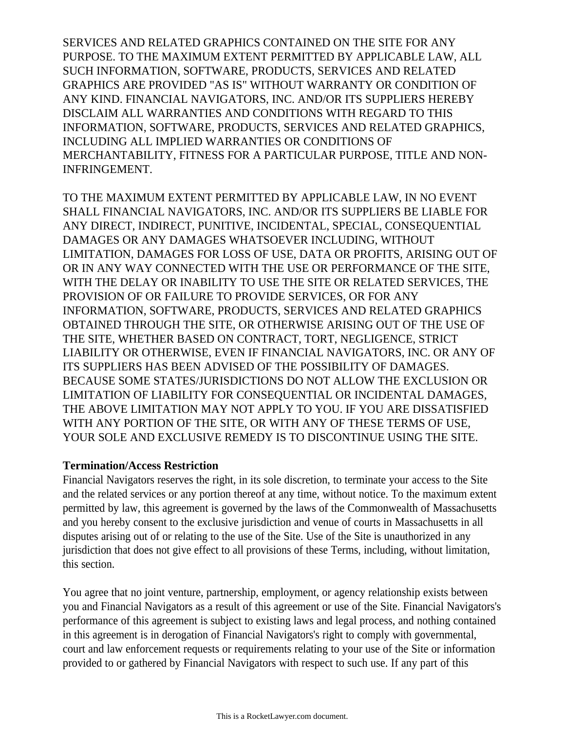SERVICES AND RELATED GRAPHICS CONTAINED ON THE SITE FOR ANY PURPOSE. TO THE MAXIMUM EXTENT PERMITTED BY APPLICABLE LAW, ALL SUCH INFORMATION, SOFTWARE, PRODUCTS, SERVICES AND RELATED GRAPHICS ARE PROVIDED "AS IS" WITHOUT WARRANTY OR CONDITION OF ANY KIND. FINANCIAL NAVIGATORS, INC. AND/OR ITS SUPPLIERS HEREBY DISCLAIM ALL WARRANTIES AND CONDITIONS WITH REGARD TO THIS INFORMATION, SOFTWARE, PRODUCTS, SERVICES AND RELATED GRAPHICS, INCLUDING ALL IMPLIED WARRANTIES OR CONDITIONS OF MERCHANTABILITY, FITNESS FOR A PARTICULAR PURPOSE, TITLE AND NON-INFRINGEMENT.

TO THE MAXIMUM EXTENT PERMITTED BY APPLICABLE LAW, IN NO EVENT SHALL FINANCIAL NAVIGATORS, INC. AND/OR ITS SUPPLIERS BE LIABLE FOR ANY DIRECT, INDIRECT, PUNITIVE, INCIDENTAL, SPECIAL, CONSEQUENTIAL DAMAGES OR ANY DAMAGES WHATSOEVER INCLUDING, WITHOUT LIMITATION, DAMAGES FOR LOSS OF USE, DATA OR PROFITS, ARISING OUT OF OR IN ANY WAY CONNECTED WITH THE USE OR PERFORMANCE OF THE SITE, WITH THE DELAY OR INABILITY TO USE THE SITE OR RELATED SERVICES, THE PROVISION OF OR FAILURE TO PROVIDE SERVICES, OR FOR ANY INFORMATION, SOFTWARE, PRODUCTS, SERVICES AND RELATED GRAPHICS OBTAINED THROUGH THE SITE, OR OTHERWISE ARISING OUT OF THE USE OF THE SITE, WHETHER BASED ON CONTRACT, TORT, NEGLIGENCE, STRICT LIABILITY OR OTHERWISE, EVEN IF FINANCIAL NAVIGATORS, INC. OR ANY OF ITS SUPPLIERS HAS BEEN ADVISED OF THE POSSIBILITY OF DAMAGES. BECAUSE SOME STATES/JURISDICTIONS DO NOT ALLOW THE EXCLUSION OR LIMITATION OF LIABILITY FOR CONSEQUENTIAL OR INCIDENTAL DAMAGES, THE ABOVE LIMITATION MAY NOT APPLY TO YOU. IF YOU ARE DISSATISFIED WITH ANY PORTION OF THE SITE, OR WITH ANY OF THESE TERMS OF USE, YOUR SOLE AND EXCLUSIVE REMEDY IS TO DISCONTINUE USING THE SITE.

**Termination/Access Restriction**
Financial Navigators reserves the right, in its sole discretion, to terminate your access to the Site and the related services or any portion thereof at any time, without notice. To the maximum extent permitted by law, this agreement is governed by the laws of the Commonwealth of Massachusetts and you hereby consent to the exclusive jurisdiction and venue of courts in Massachusetts in all disputes arising out of or relating to the use of the Site. Use of the Site is unauthorized in any jurisdiction that does not give effect to all provisions of these Terms, including, without limitation, this section.

You agree that no joint venture, partnership, employment, or agency relationship exists between you and Financial Navigators as a result of this agreement or use of the Site. Financial Navigators's performance of this agreement is subject to existing laws and legal process, and nothing contained in this agreement is in derogation of Financial Navigators's right to comply with governmental, court and law enforcement requests or requirements relating to your use of the Site or information provided to or gathered by Financial Navigators with respect to such use. If any part of this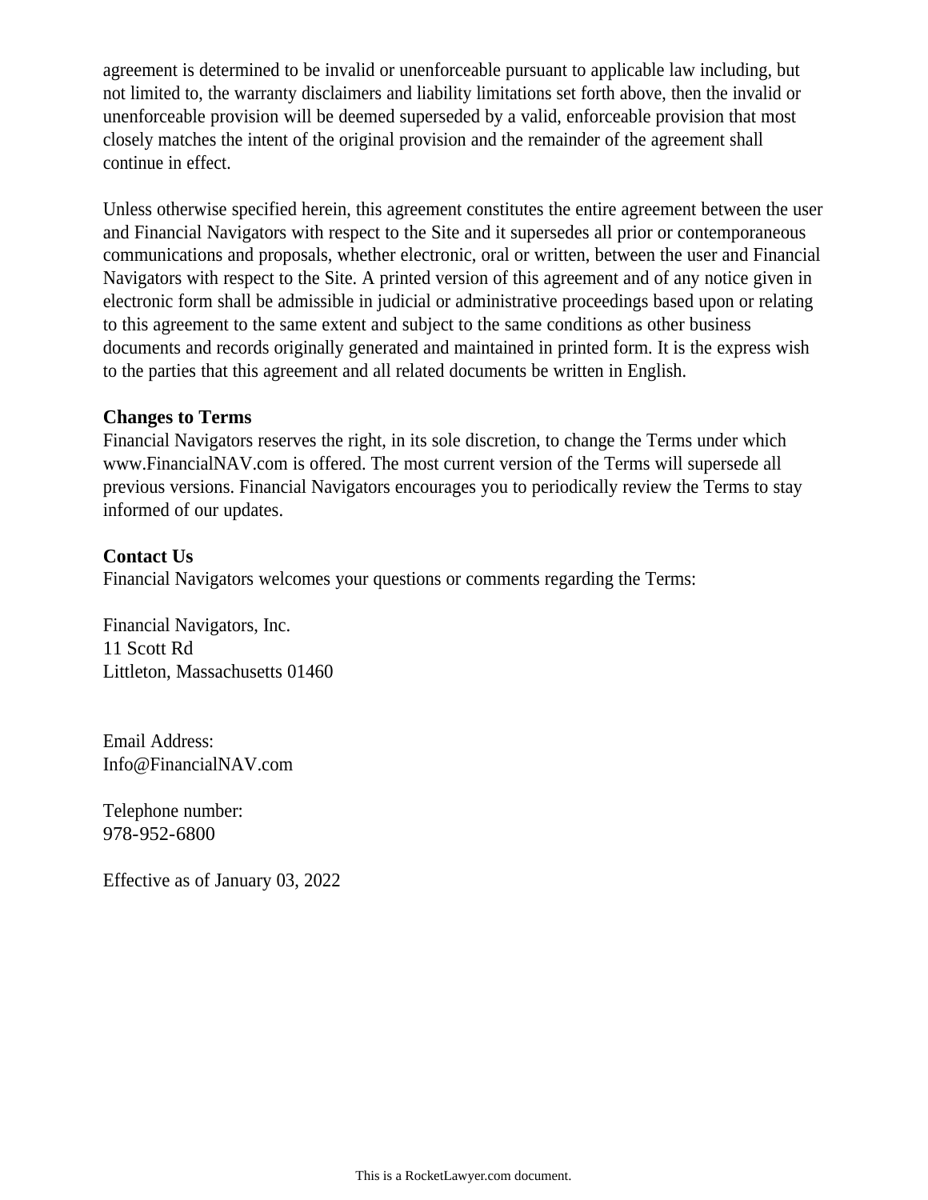agreement is determined to be invalid or unenforceable pursuant to applicable law including, but not limited to, the warranty disclaimers and liability limitations set forth above, then the invalid or unenforceable provision will be deemed superseded by a valid, enforceable provision that most closely matches the intent of the original provision and the remainder of the agreement shall continue in effect.

Unless otherwise specified herein, this agreement constitutes the entire agreement between the user and Financial Navigators with respect to the Site and it supersedes all prior or contemporaneous communications and proposals, whether electronic, oral or written, between the user and Financial Navigators with respect to the Site. A printed version of this agreement and of any notice given in electronic form shall be admissible in judicial or administrative proceedings based upon or relating to this agreement to the same extent and subject to the same conditions as other business documents and records originally generated and maintained in printed form. It is the express wish to the parties that this agreement and all related documents be written in English.

**Changes to Terms**
Financial Navigators reserves the right, in its sole discretion, to change the Terms under which www.FinancialNAV.com is offered. The most current version of the Terms will supersede all previous versions. Financial Navigators encourages you to periodically review the Terms to stay informed of our updates.

**Contact Us**
Financial Navigators welcomes your questions or comments regarding the Terms:

Financial Navigators, Inc.
11 Scott Rd
Littleton, Massachusetts 01460

Email Address:
Info@FinancialNAV.com

Telephone number:
978-952-6800

Effective as of January 03, 2022

This is a RocketLawyer.com document.